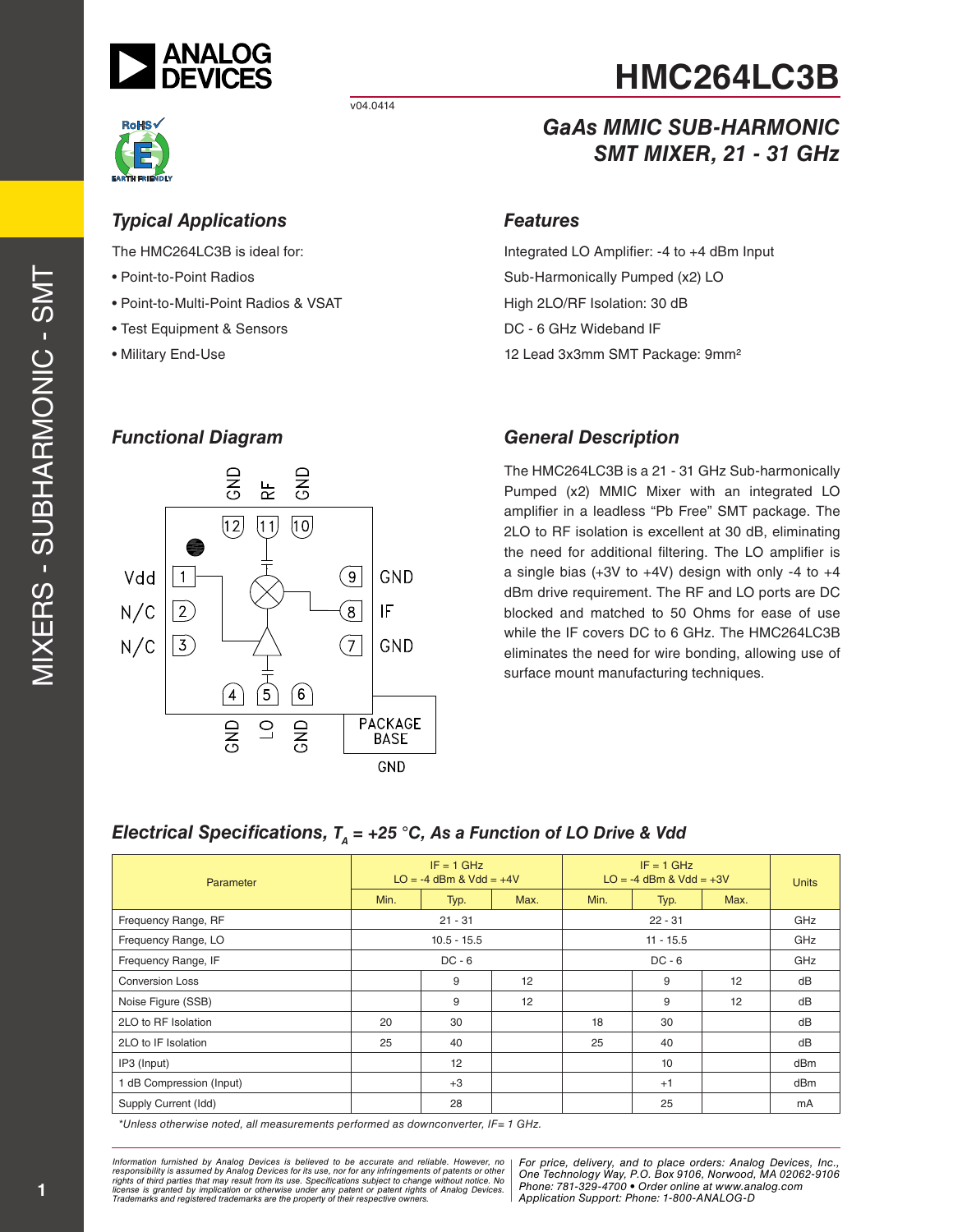# HMC264LC3B

v04.0414

## GaAs MMIC SUB-HARMONIC SMT MIXER, 21 - 31 GHz

### Typical Applications

The HMC264LC3B is ideal for:

- Point-to-Point Radios
- Point-to-Multi-Point Radios & VSAT
- Test Equipment & Sensors
- Military End-Use

### Features

Integrated LO Amplifier: -4 to +4 dBm Input

Sub-Harmonically Pumped (x2) LO

High 2LO/RF Isolation: 30 dB

DC - 6 GHz Wideband IF

12 Lead 3x3mm SMT Package: 9mm²

### Functional Diagram

### General Description

The HMC264LC3B is a 21 - 31 GHz Sub-harmonically Pumped (x2) MMIC Mixer with an integrated LO amplifier in a leadless "Pb Free" SMT package. The 2LO to RF isolation is excellent at 30 dB, eliminating the need for additional filtering. The LO amplifier is a single bias (+3V to +4V) design with only -4 to +4 dBm drive requirement. The RF and LO ports are DC blocked and matched to 50 Ohms for ease of use while the IF covers DC to 6 GHz. The HMC264LC3B eliminates the need for wire bonding, allowing use of surface mount manufacturing techniques.

### Electrical Specifications, $T_A$ = +25 °C, As a Function of LO Drive & Vdd

| Parameter | IF = 1 GHz LO = -4 dBm & Vdd = +4V | | | IF = 1 GHz LO = -4 dBm & Vdd = +3V | | | Units |
|---|---|---|---|---|---|---|---|
| | Min. | Typ. | Max. | Min. | Typ. | Max. | |
| Frequency Range, RF | | 21 - 31 | | | 22 - 31 | | GHz |
| Frequency Range, LO | | 10.5 - 15.5 | | | 11 - 15.5 | | GHz |
| Frequency Range, IF | | DC - 6 | | | DC - 6 | | GHz |
| Conversion Loss | | 9 | 12 | | 9 | 12 | dB |
| Noise Figure (SSB) | | 9 | 12 | | 9 | 12 | dB |
| 2LO to RF Isolation | 20 | 30 | | 18 | 30 | | dB |
| 2LO to IF Isolation | 25 | 40 | | 25 | 40 | | dB |
| IP3 (Input) | | 12 | | | 10 | | dBm |
| 1 dB Compression (Input) | | +3 | | | +1 | | dBm |
| Supply Current (Idd) | | 28 | | | 25 | | mA |

*Unless otherwise noted, all measurements performed as downconverter, IF= 1 GHz.

Information furnished by Analog Devices is believed to be accurate and reliable. However, no responsibility is assumed by Analog Devices for its use, nor for any infringements of patents or other rights of third parties that may result from its use. Specifications subject to change without notice. No license is granted by implication or otherwise under any patent or patent rights of Analog Devices. Trademarks and registered trademarks are the property of their respective owners.

For price, delivery, and to place orders: Analog Devices, Inc., One Technology Way, P.O. Box 9106, Norwood, MA 02062-9106
Phone: 781-329-4700 • Order online at www.analog.com
Application Support: Phone: 1-800-ANALOG-D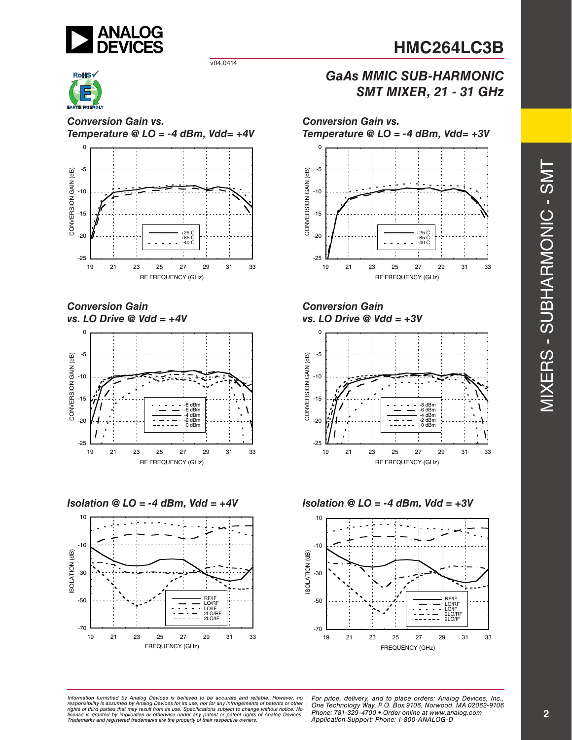# HMC264LC3B

v04.0414

## GaAs MMIC SUB-HARMONIC SMT MIXER, 21 - 31 GHz

### *Conversion Gain vs. Temperature @ LO = -4 dBm, Vdd= +4V*

CONVERSION GAIN (dB) vs. RF FREQUENCY (GHz)

Legend: +25 C, +85 C, -40 C

### *Conversion Gain vs. Temperature @ LO = -4 dBm, Vdd= +3V*

CONVERSION GAIN (dB) vs. RF FREQUENCY (GHz)

Legend: +25 C, +85 C, -40 C

### *Conversion Gain vs. LO Drive @ Vdd = +4V*

CONVERSION GAIN (dB) vs. RF FREQUENCY (GHz)

Legend: -8 dBm, -6 dBm, -4 dBm, -2 dBm, 0 dBm

### *Conversion Gain vs. LO Drive @ Vdd = +3V*

CONVERSION GAIN (dB) vs. RF FREQUENCY (GHz)

Legend: -8 dBm, -6 dBm, -4 dBm, -2 dBm, 0 dBm

### *Isolation @ LO = -4 dBm, Vdd = +4V*

ISOLATION (dB) vs. FREQUENCY (GHz)

Legend: RF/IF, LO/RF, LO/IF, 2LO/RF, 2LO/IF

### *Isolation @ LO = -4 dBm, Vdd = +3V*

ISOLATION (dB) vs. FREQUENCY (GHz)

Legend: RF/IF, LO/RF, LO/IF, 2LO/RF, 2LO/IF

*Information furnished by Analog Devices is believed to be accurate and reliable. However, no responsibility is assumed by Analog Devices for its use, nor for any infringements of patents or other rights of third parties that may result from its use. Specifications subject to change without notice. No license is granted by implication or otherwise under any patent or patent rights of Analog Devices. Trademarks and registered trademarks are the property of their respective owners.*

*For price, delivery, and to place orders: Analog Devices, Inc., One Technology Way, P.O. Box 9106, Norwood, MA 02062-9106 Phone: 781-329-4700 • Order online at www.analog.com Application Support: Phone: 1-800-ANALOG-D*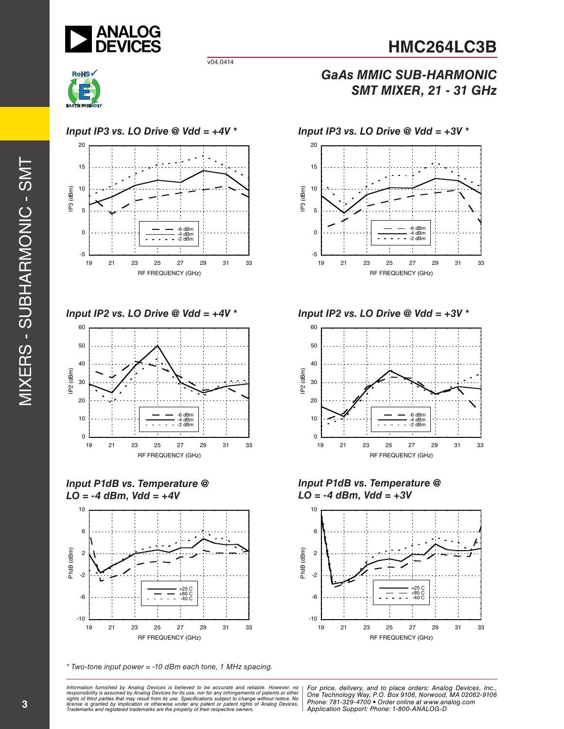### Input IP3 vs. LO Drive @ Vdd = +4V *

### Input IP3 vs. LO Drive @ Vdd = +3V *

### Input IP2 vs. LO Drive @ Vdd = +4V *

### Input IP2 vs. LO Drive @ Vdd = +3V *

### Input P1dB vs. Temperature @ LO = -4 dBm, Vdd = +4V

### Input P1dB vs. Temperature @ LO = -4 dBm, Vdd = +3V

*\* Two-tone input power = -10 dBm each tone, 1 MHz spacing.*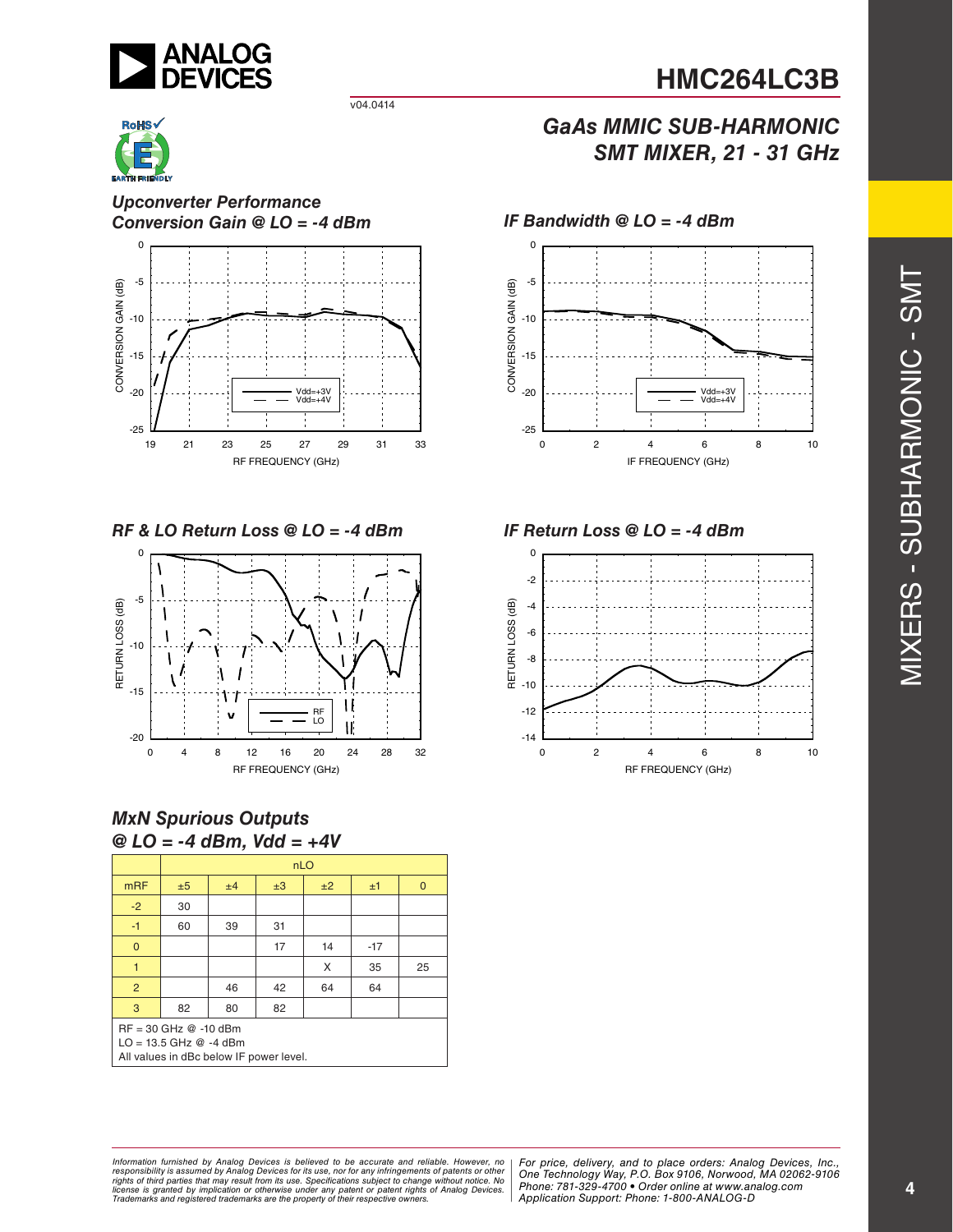### Upconverter Performance
### Conversion Gain @ LO = -4 dBm

### IF Bandwidth @ LO = -4 dBm

### RF & LO Return Loss @ LO = -4 dBm

### IF Return Loss @ LO = -4 dBm

### MxN Spurious Outputs @ LO = -4 dBm, Vdd = +4V

| | nLO | | | | | |
|---|---|---|---|---|---|---|
| mRF | ±5 | ±4 | ±3 | ±2 | ±1 | 0 |
| -2 | 30 | | | | | |
| -1 | 60 | 39 | 31 | | | |
| 0 | | | 17 | 14 | -17 | |
| 1 | | | | X | 35 | 25 |
| 2 | | 46 | 42 | 64 | 64 | |
| 3 | 82 | 80 | 82 | | | |

RF = 30 GHz @ -10 dBm
LO = 13.5 GHz @ -4 dBm
All values in dBc below IF power level.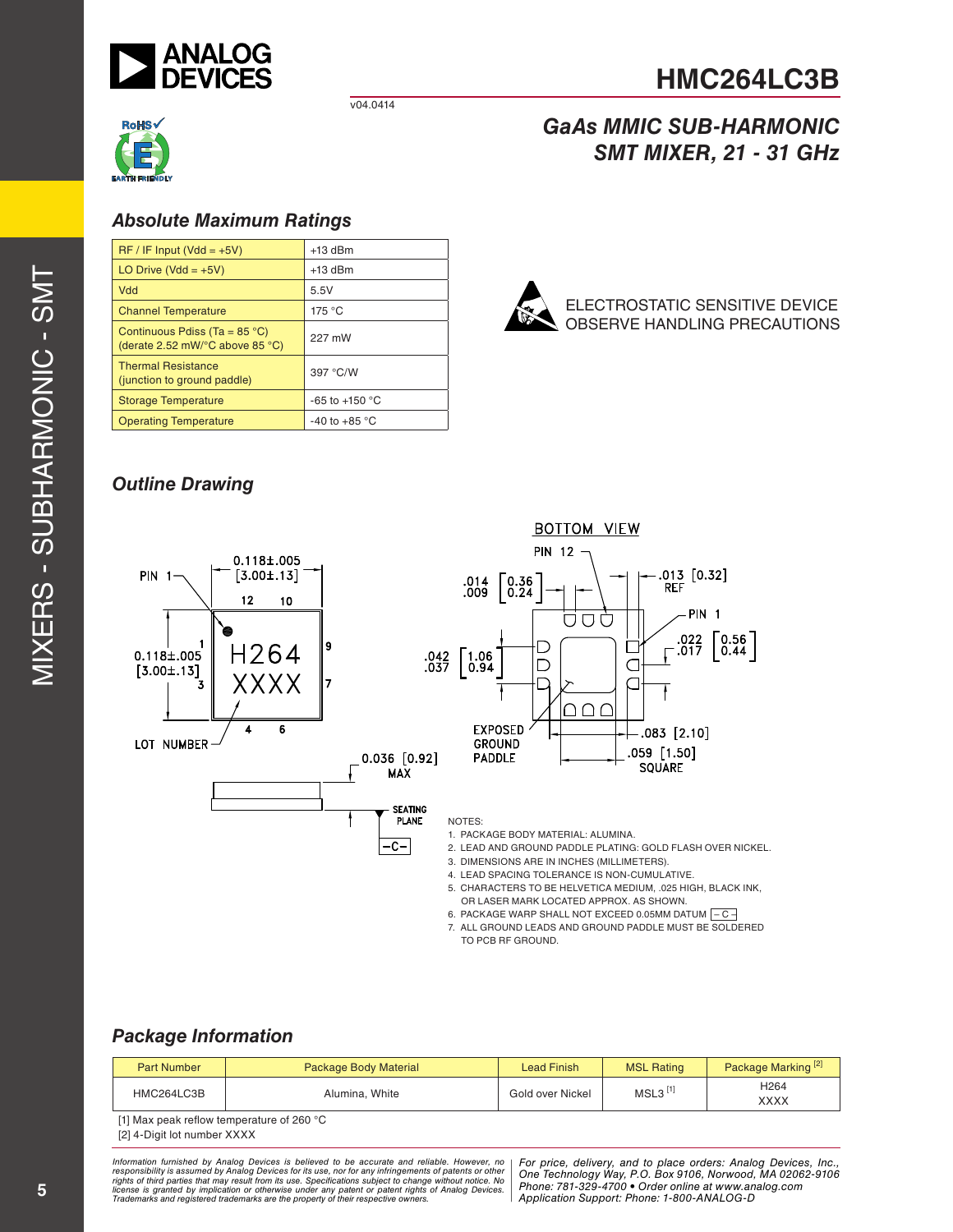# HMC264LC3B

v04.0414

## GaAs MMIC SUB-HARMONIC SMT MIXER, 21 - 31 GHz

### Absolute Maximum Ratings

| | |
|---|---|
| RF / IF Input (Vdd = +5V) | +13 dBm |
| LO Drive (Vdd = +5V) | +13 dBm |
| Vdd | 5.5V |
| Channel Temperature | 175 °C |
| Continuous Pdiss (Ta = 85 °C) (derate 2.52 mW/°C above 85 °C) | 227 mW |
| Thermal Resistance (junction to ground paddle) | 397 °C/W |
| Storage Temperature | -65 to +150 °C |
| Operating Temperature | -40 to +85 °C |

ELECTROSTATIC SENSITIVE DEVICE
OBSERVE HANDLING PRECAUTIONS

### Outline Drawing

NOTES:
1. PACKAGE BODY MATERIAL: ALUMINA.
2. LEAD AND GROUND PADDLE PLATING: GOLD FLASH OVER NICKEL.
3. DIMENSIONS ARE IN INCHES (MILLIMETERS).
4. LEAD SPACING TOLERANCE IS NON-CUMULATIVE.
5. CHARACTERS TO BE HELVETICA MEDIUM, .025 HIGH, BLACK INK, OR LASER MARK LOCATED APPROX. AS SHOWN.
6. PACKAGE WARP SHALL NOT EXCEED 0.05MM DATUM -C-
7. ALL GROUND LEADS AND GROUND PADDLE MUST BE SOLDERED TO PCB RF GROUND.

### Package Information

| Part Number | Package Body Material | Lead Finish | MSL Rating | Package Marking [2] |
|---|---|---|---|---|
| HMC264LC3B | Alumina, White | Gold over Nickel | MSL3 [1] | H264 XXXX |

[1] Max peak reflow temperature of 260 °C

[2] 4-Digit lot number XXXX

*Information furnished by Analog Devices is believed to be accurate and reliable. However, no responsibility is assumed by Analog Devices for its use, nor for any infringements of patents or other rights of third parties that may result from its use. Specifications subject to change without notice. No license is granted by implication or otherwise under any patent or patent rights of Analog Devices. Trademarks and registered trademarks are the property of their respective owners.*

*For price, delivery, and to place orders: Analog Devices, Inc., One Technology Way, P.O. Box 9106, Norwood, MA 02062-9106 Phone: 781-329-4700 • Order online at www.analog.com Application Support: Phone: 1-800-ANALOG-D*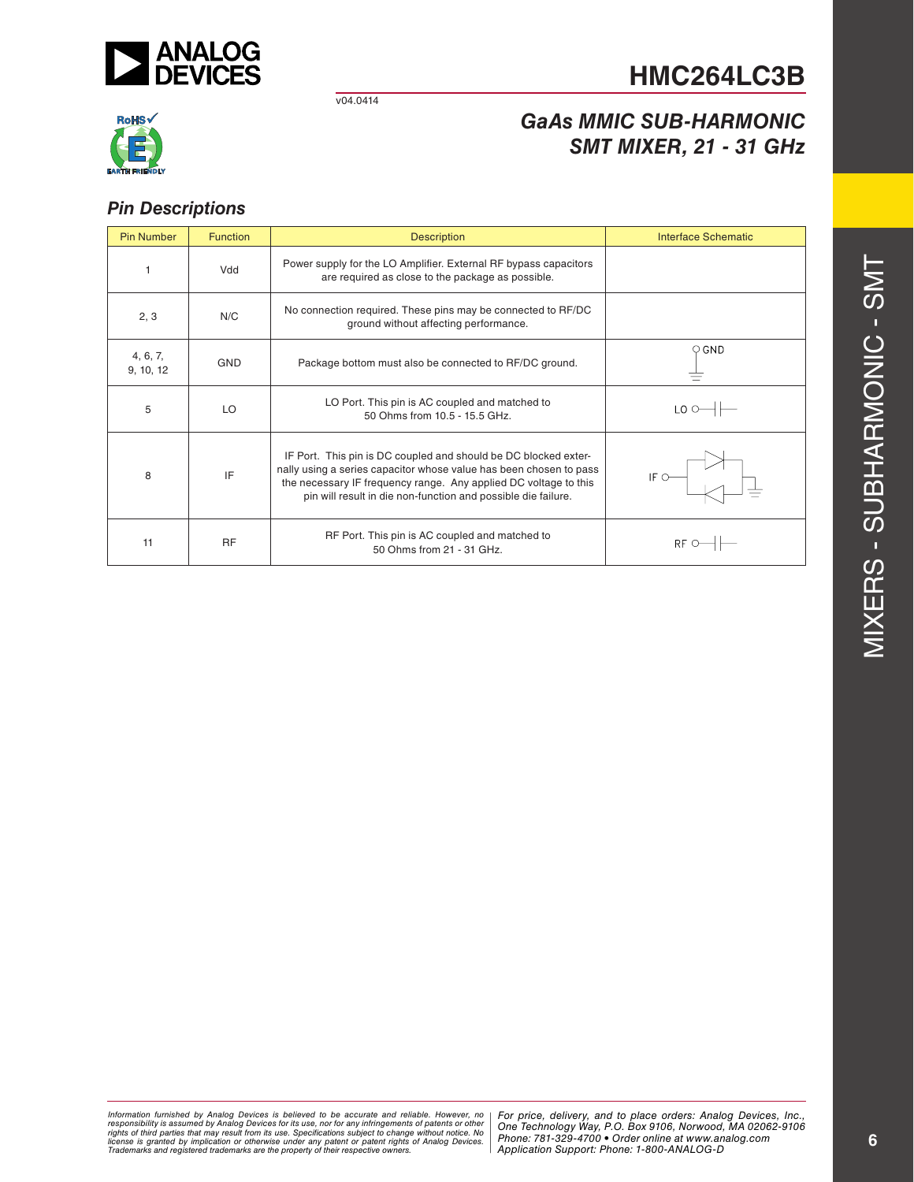## Pin Descriptions

| Pin Number | Function | Description | Interface Schematic |
|---|---|---|---|
| 1 | Vdd | Power supply for the LO Amplifier. External RF bypass capacitors are required as close to the package as possible. | |
| 2, 3 | N/C | No connection required. These pins may be connected to RF/DC ground without affecting performance. | |
| 4, 6, 7, 9, 10, 12 | GND | Package bottom must also be connected to RF/DC ground. | GND |
| 5 | LO | LO Port. This pin is AC coupled and matched to 50 Ohms from 10.5 - 15.5 GHz. | LO |
| 8 | IF | IF Port. This pin is DC coupled and should be DC blocked externally using a series capacitor whose value has been chosen to pass the necessary IF frequency range. Any applied DC voltage to this pin will result in die non-function and possible die failure. | IF |
| 11 | RF | RF Port. This pin is AC coupled and matched to 50 Ohms from 21 - 31 GHz. | RF |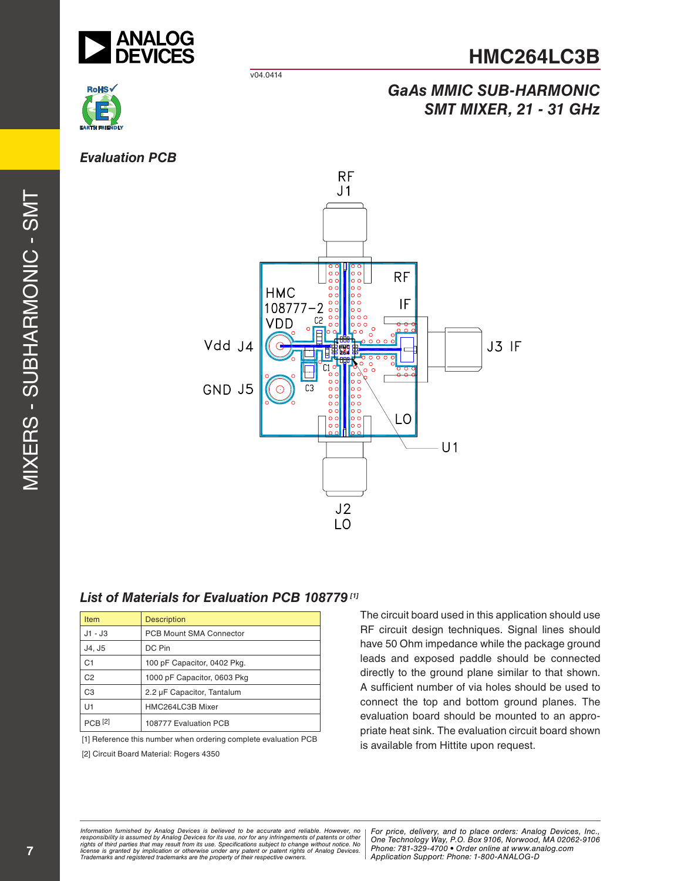## Evaluation PCB

## List of Materials for Evaluation PCB 108779 [1]

| Item | Description |
| --- | --- |
| J1 - J3 | PCB Mount SMA Connector |
| J4, J5 | DC Pin |
| C1 | 100 pF Capacitor, 0402 Pkg. |
| C2 | 1000 pF Capacitor, 0603 Pkg |
| C3 | 2.2 µF Capacitor, Tantalum |
| U1 | HMC264LC3B Mixer |
| PCB [2] | 108777 Evaluation PCB |

[1] Reference this number when ordering complete evaluation PCB

[2] Circuit Board Material: Rogers 4350

The circuit board used in this application should use RF circuit design techniques. Signal lines should have 50 Ohm impedance while the package ground leads and exposed paddle should be connected directly to the ground plane similar to that shown. A sufficient number of via holes should be used to connect the top and bottom ground planes. The evaluation board should be mounted to an appropriate heat sink. The evaluation circuit board shown is available from Hittite upon request.